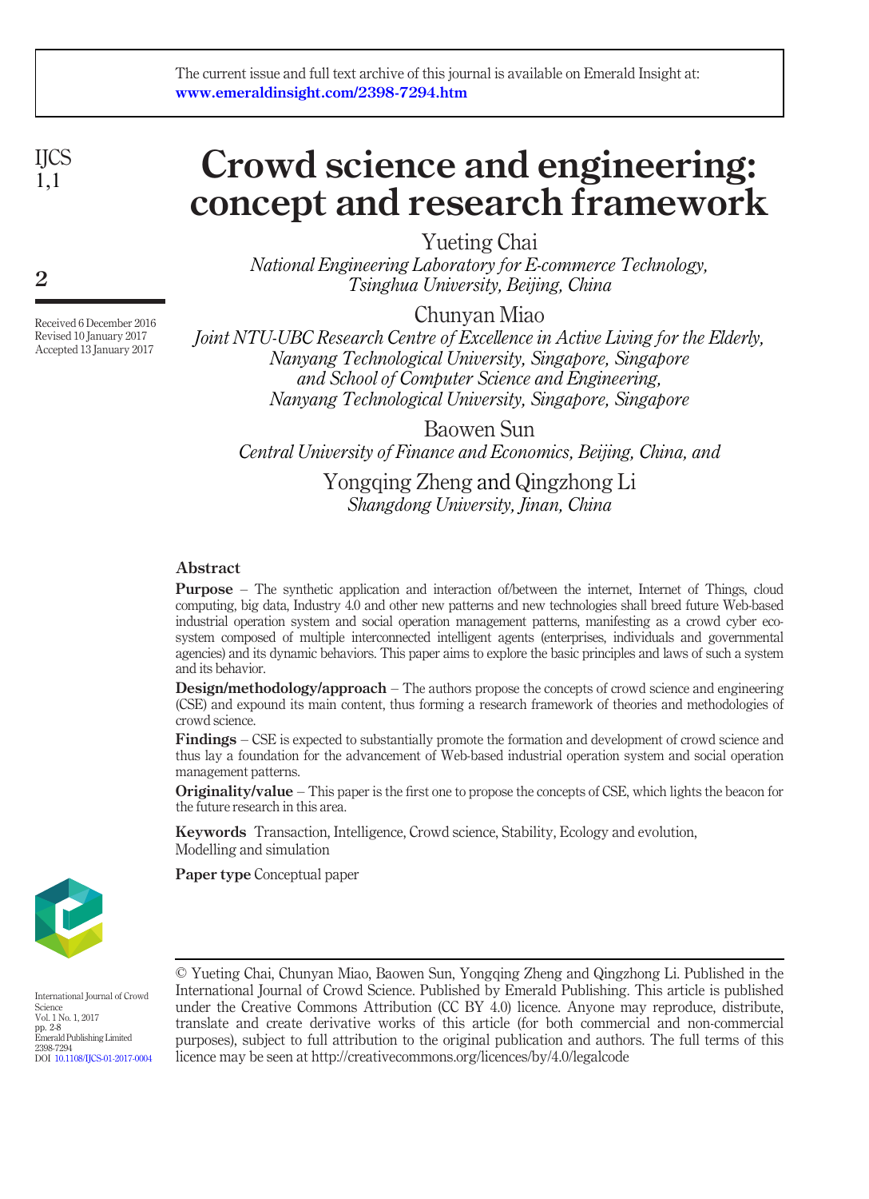The current issue and full text archive of this journal is available on Emerald Insight at: www.emeraldinsight.com/2398-7294.htm

Received 6 December 2016
Revised 10 January 2017
Accepted 13 January 2017

# Crowd science and engineering: concept and research framework

Yueting Chai
*National Engineering Laboratory for E-commerce Technology, Tsinghua University, Beijing, China*

Chunyan Miao
*Joint NTU-UBC Research Centre of Excellence in Active Living for the Elderly, Nanyang Technological University, Singapore, Singapore and School of Computer Science and Engineering, Nanyang Technological University, Singapore, Singapore*

Baowen Sun
*Central University of Finance and Economics, Beijing, China, and*

Yongqing Zheng and Qingzhong Li
*Shangdong University, Jinan, China*

## Abstract

**Purpose** – The synthetic application and interaction of/between the internet, Internet of Things, cloud computing, big data, Industry 4.0 and other new patterns and new technologies shall breed future Web-based industrial operation system and social operation management patterns, manifesting as a crowd cyber eco-system composed of multiple interconnected intelligent agents (enterprises, individuals and governmental agencies) and its dynamic behaviors. This paper aims to explore the basic principles and laws of such a system and its behavior.

**Design/methodology/approach** – The authors propose the concepts of crowd science and engineering (CSE) and expound its main content, thus forming a research framework of theories and methodologies of crowd science.

**Findings** – CSE is expected to substantially promote the formation and development of crowd science and thus lay a foundation for the advancement of Web-based industrial operation system and social operation management patterns.

**Originality/value** – This paper is the first one to propose the concepts of CSE, which lights the beacon for the future research in this area.

**Keywords** Transaction, Intelligence, Crowd science, Stability, Ecology and evolution, Modelling and simulation

**Paper type** Conceptual paper

International Journal of Crowd Science
Vol. 1 No. 1, 2017
pp. 2-8
Emerald Publishing Limited
2398-7294
DOI 10.1108/IJCS-01-2017-0004

© Yueting Chai, Chunyan Miao, Baowen Sun, Yongqing Zheng and Qingzhong Li. Published in the International Journal of Crowd Science. Published by Emerald Publishing. This article is published under the Creative Commons Attribution (CC BY 4.0) licence. Anyone may reproduce, distribute, translate and create derivative works of this article (for both commercial and non-commercial purposes), subject to full attribution to the original publication and authors. The full terms of this licence may be seen at http://creativecommons.org/licences/by/4.0/legalcode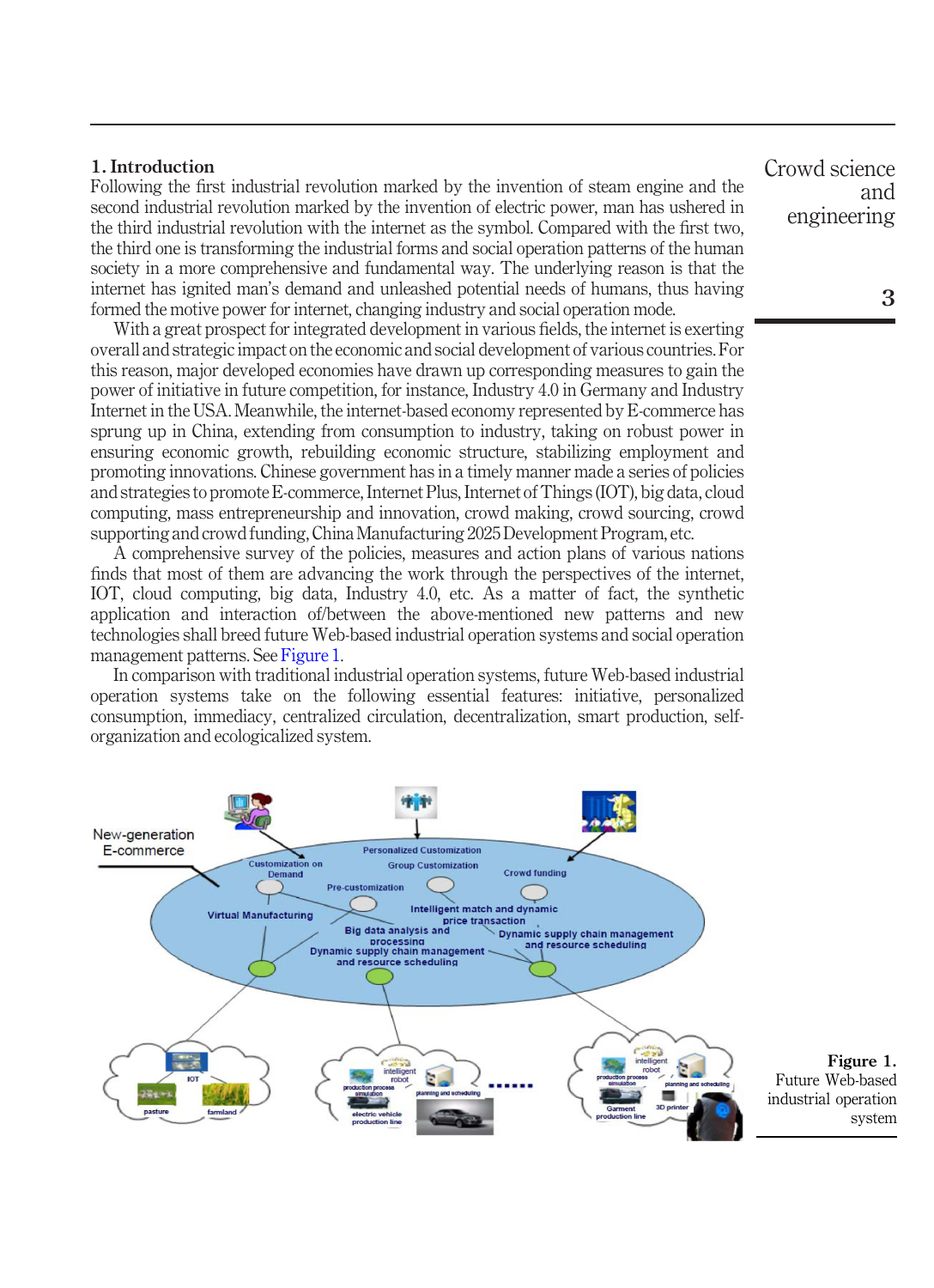## 1. Introduction

Following the first industrial revolution marked by the invention of steam engine and the second industrial revolution marked by the invention of electric power, man has ushered in the third industrial revolution with the internet as the symbol. Compared with the first two, the third one is transforming the industrial forms and social operation patterns of the human society in a more comprehensive and fundamental way. The underlying reason is that the internet has ignited man's demand and unleashed potential needs of humans, thus having formed the motive power for internet, changing industry and social operation mode.

With a great prospect for integrated development in various fields, the internet is exerting overall and strategic impact on the economic and social development of various countries. For this reason, major developed economies have drawn up corresponding measures to gain the power of initiative in future competition, for instance, Industry 4.0 in Germany and Industry Internet in the USA. Meanwhile, the internet-based economy represented by E-commerce has sprung up in China, extending from consumption to industry, taking on robust power in ensuring economic growth, rebuilding economic structure, stabilizing employment and promoting innovations. Chinese government has in a timely manner made a series of policies and strategies to promote E-commerce, Internet Plus, Internet of Things (IOT), big data, cloud computing, mass entrepreneurship and innovation, crowd making, crowd sourcing, crowd supporting and crowd funding, China Manufacturing 2025 Development Program, etc.

A comprehensive survey of the policies, measures and action plans of various nations finds that most of them are advancing the work through the perspectives of the internet, IOT, cloud computing, big data, Industry 4.0, etc. As a matter of fact, the synthetic application and interaction of/between the above-mentioned new patterns and new technologies shall breed future Web-based industrial operation systems and social operation management patterns. See Figure 1.

In comparison with traditional industrial operation systems, future Web-based industrial operation systems take on the following essential features: initiative, personalized consumption, immediacy, centralized circulation, decentralization, smart production, self-organization and ecologicalized system.

**Figure 1.** Future Web-based industrial operation system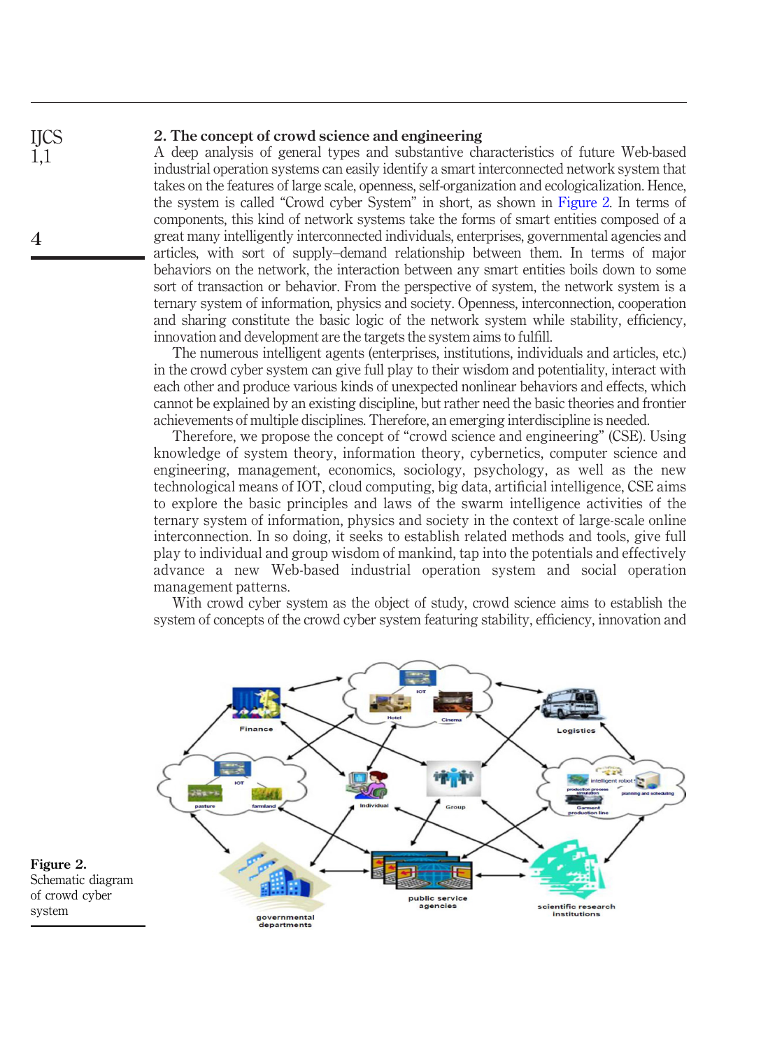## 2. The concept of crowd science and engineering

A deep analysis of general types and substantive characteristics of future Web-based industrial operation systems can easily identify a smart interconnected network system that takes on the features of large scale, openness, self-organization and ecologicalization. Hence, the system is called "Crowd cyber System" in short, as shown in Figure 2. In terms of components, this kind of network systems take the forms of smart entities composed of a great many intelligently interconnected individuals, enterprises, governmental agencies and articles, with sort of supply–demand relationship between them. In terms of major behaviors on the network, the interaction between any smart entities boils down to some sort of transaction or behavior. From the perspective of system, the network system is a ternary system of information, physics and society. Openness, interconnection, cooperation and sharing constitute the basic logic of the network system while stability, efficiency, innovation and development are the targets the system aims to fulfill.

The numerous intelligent agents (enterprises, institutions, individuals and articles, etc.) in the crowd cyber system can give full play to their wisdom and potentiality, interact with each other and produce various kinds of unexpected nonlinear behaviors and effects, which cannot be explained by an existing discipline, but rather need the basic theories and frontier achievements of multiple disciplines. Therefore, an emerging interdiscipline is needed.

Therefore, we propose the concept of "crowd science and engineering" (CSE). Using knowledge of system theory, information theory, cybernetics, computer science and engineering, management, economics, sociology, psychology, as well as the new technological means of IOT, cloud computing, big data, artificial intelligence, CSE aims to explore the basic principles and laws of the swarm intelligence activities of the ternary system of information, physics and society in the context of large-scale online interconnection. In so doing, it seeks to establish related methods and tools, give full play to individual and group wisdom of mankind, tap into the potentials and effectively advance a new Web-based industrial operation system and social operation management patterns.

With crowd cyber system as the object of study, crowd science aims to establish the system of concepts of the crowd cyber system featuring stability, efficiency, innovation and

Finance
IOT
Hotel
Cinema
Logistics
IOT
pasture
farmland
Individual
Group
intelligent robot
production process simulation
planning and scheduling
Garment production line
governmental departments
public service agencies
scientific research institutions

**Figure 2.** Schematic diagram of crowd cyber system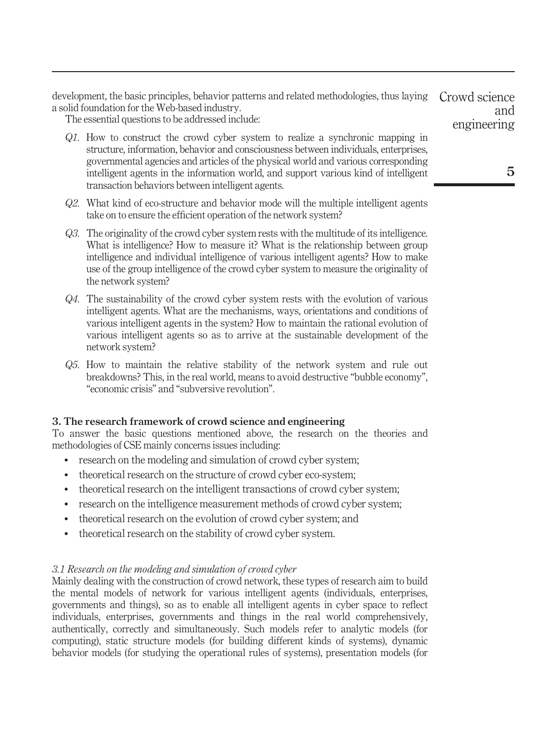development, the basic principles, behavior patterns and related methodologies, thus laying a solid foundation for the Web-based industry.

The essential questions to be addressed include:

- *Q1.* How to construct the crowd cyber system to realize a synchronic mapping in structure, information, behavior and consciousness between individuals, enterprises, governmental agencies and articles of the physical world and various corresponding intelligent agents in the information world, and support various kind of intelligent transaction behaviors between intelligent agents.
- *Q2.* What kind of eco-structure and behavior mode will the multiple intelligent agents take on to ensure the efficient operation of the network system?
- *Q3.* The originality of the crowd cyber system rests with the multitude of its intelligence. What is intelligence? How to measure it? What is the relationship between group intelligence and individual intelligence of various intelligent agents? How to make use of the group intelligence of the crowd cyber system to measure the originality of the network system?
- *Q4.* The sustainability of the crowd cyber system rests with the evolution of various intelligent agents. What are the mechanisms, ways, orientations and conditions of various intelligent agents in the system? How to maintain the rational evolution of various intelligent agents so as to arrive at the sustainable development of the network system?
- *Q5.* How to maintain the relative stability of the network system and rule out breakdowns? This, in the real world, means to avoid destructive "bubble economy", "economic crisis" and "subversive revolution".

## 3. The research framework of crowd science and engineering

To answer the basic questions mentioned above, the research on the theories and methodologies of CSE mainly concerns issues including:

- research on the modeling and simulation of crowd cyber system;
- theoretical research on the structure of crowd cyber eco-system;
- theoretical research on the intelligent transactions of crowd cyber system;
- research on the intelligence measurement methods of crowd cyber system;
- theoretical research on the evolution of crowd cyber system; and
- theoretical research on the stability of crowd cyber system.

### *3.1 Research on the modeling and simulation of crowd cyber*

Mainly dealing with the construction of crowd network, these types of research aim to build the mental models of network for various intelligent agents (individuals, enterprises, governments and things), so as to enable all intelligent agents in cyber space to reflect individuals, enterprises, governments and things in the real world comprehensively, authentically, correctly and simultaneously. Such models refer to analytic models (for computing), static structure models (for building different kinds of systems), dynamic behavior models (for studying the operational rules of systems), presentation models (for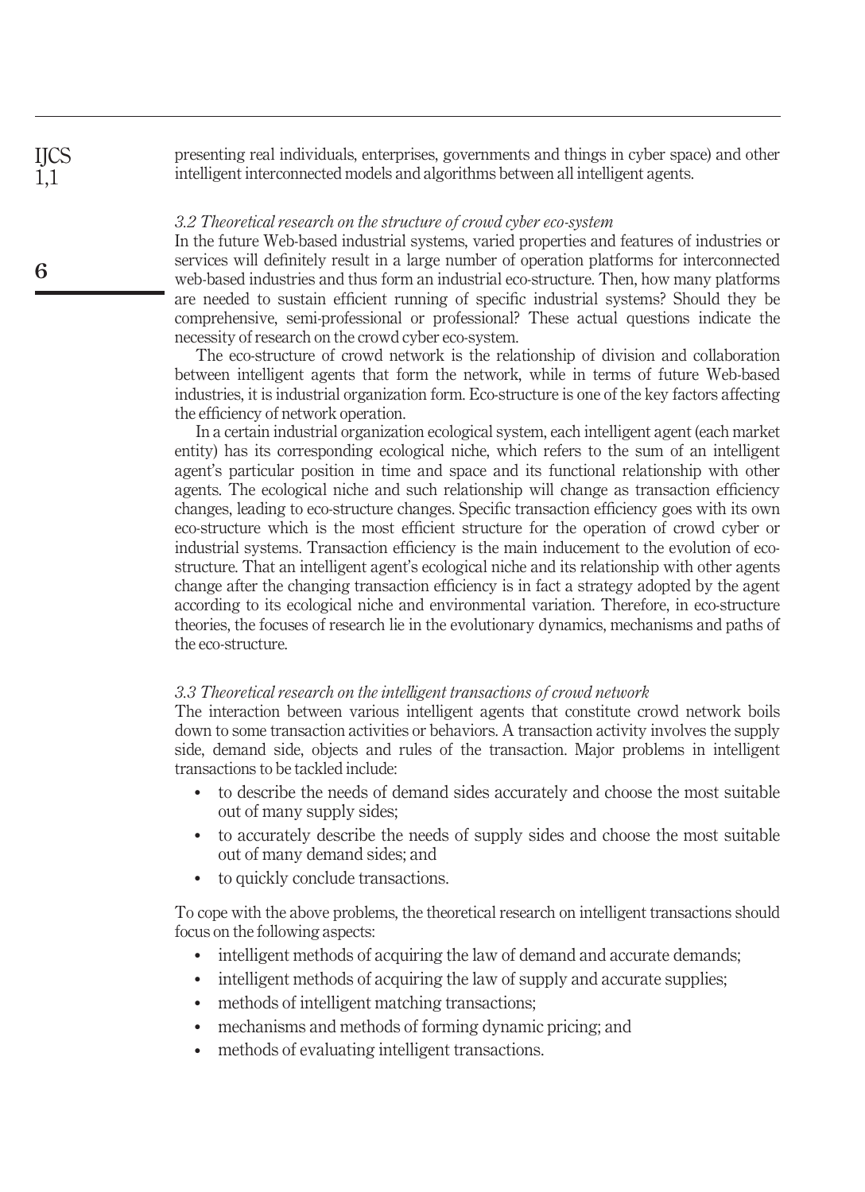presenting real individuals, enterprises, governments and things in cyber space) and other intelligent interconnected models and algorithms between all intelligent agents.

### *3.2 Theoretical research on the structure of crowd cyber eco-system*

In the future Web-based industrial systems, varied properties and features of industries or services will definitely result in a large number of operation platforms for interconnected web-based industries and thus form an industrial eco-structure. Then, how many platforms are needed to sustain efficient running of specific industrial systems? Should they be comprehensive, semi-professional or professional? These actual questions indicate the necessity of research on the crowd cyber eco-system.

The eco-structure of crowd network is the relationship of division and collaboration between intelligent agents that form the network, while in terms of future Web-based industries, it is industrial organization form. Eco-structure is one of the key factors affecting the efficiency of network operation.

In a certain industrial organization ecological system, each intelligent agent (each market entity) has its corresponding ecological niche, which refers to the sum of an intelligent agent's particular position in time and space and its functional relationship with other agents. The ecological niche and such relationship will change as transaction efficiency changes, leading to eco-structure changes. Specific transaction efficiency goes with its own eco-structure which is the most efficient structure for the operation of crowd cyber or industrial systems. Transaction efficiency is the main inducement to the evolution of eco-structure. That an intelligent agent's ecological niche and its relationship with other agents change after the changing transaction efficiency is in fact a strategy adopted by the agent according to its ecological niche and environmental variation. Therefore, in eco-structure theories, the focuses of research lie in the evolutionary dynamics, mechanisms and paths of the eco-structure.

### *3.3 Theoretical research on the intelligent transactions of crowd network*

The interaction between various intelligent agents that constitute crowd network boils down to some transaction activities or behaviors. A transaction activity involves the supply side, demand side, objects and rules of the transaction. Major problems in intelligent transactions to be tackled include:

- to describe the needs of demand sides accurately and choose the most suitable out of many supply sides;
- to accurately describe the needs of supply sides and choose the most suitable out of many demand sides; and
- to quickly conclude transactions.

To cope with the above problems, the theoretical research on intelligent transactions should focus on the following aspects:

- intelligent methods of acquiring the law of demand and accurate demands;
- intelligent methods of acquiring the law of supply and accurate supplies;
- methods of intelligent matching transactions;
- mechanisms and methods of forming dynamic pricing; and
- methods of evaluating intelligent transactions.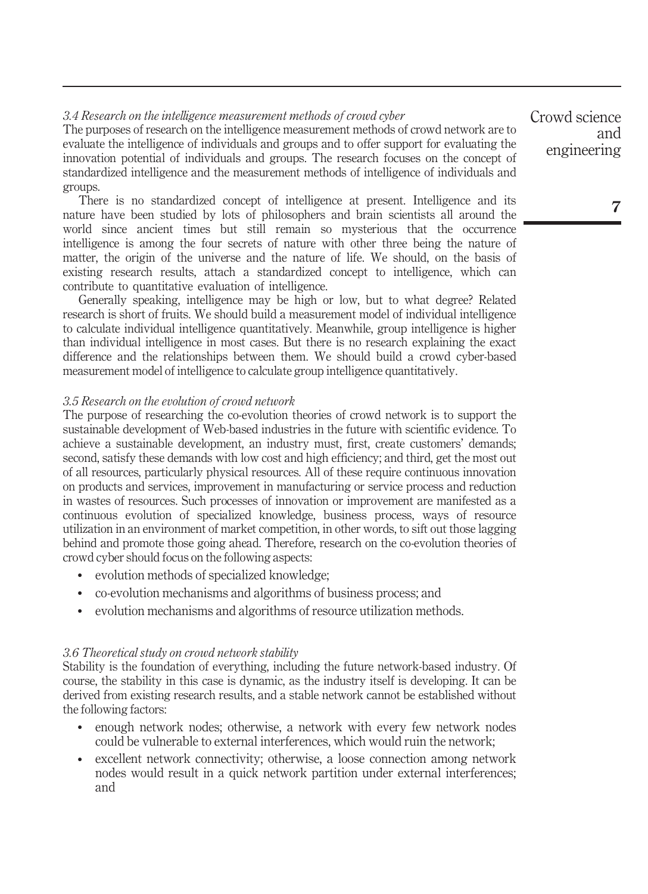### *3.4 Research on the intelligence measurement methods of crowd cyber*

The purposes of research on the intelligence measurement methods of crowd network are to evaluate the intelligence of individuals and groups and to offer support for evaluating the innovation potential of individuals and groups. The research focuses on the concept of standardized intelligence and the measurement methods of intelligence of individuals and groups.

There is no standardized concept of intelligence at present. Intelligence and its nature have been studied by lots of philosophers and brain scientists all around the world since ancient times but still remain so mysterious that the occurrence intelligence is among the four secrets of nature with other three being the nature of matter, the origin of the universe and the nature of life. We should, on the basis of existing research results, attach a standardized concept to intelligence, which can contribute to quantitative evaluation of intelligence.

Generally speaking, intelligence may be high or low, but to what degree? Related research is short of fruits. We should build a measurement model of individual intelligence to calculate individual intelligence quantitatively. Meanwhile, group intelligence is higher than individual intelligence in most cases. But there is no research explaining the exact difference and the relationships between them. We should build a crowd cyber-based measurement model of intelligence to calculate group intelligence quantitatively.

### *3.5 Research on the evolution of crowd network*

The purpose of researching the co-evolution theories of crowd network is to support the sustainable development of Web-based industries in the future with scientific evidence. To achieve a sustainable development, an industry must, first, create customers' demands; second, satisfy these demands with low cost and high efficiency; and third, get the most out of all resources, particularly physical resources. All of these require continuous innovation on products and services, improvement in manufacturing or service process and reduction in wastes of resources. Such processes of innovation or improvement are manifested as a continuous evolution of specialized knowledge, business process, ways of resource utilization in an environment of market competition, in other words, to sift out those lagging behind and promote those going ahead. Therefore, research on the co-evolution theories of crowd cyber should focus on the following aspects:

- evolution methods of specialized knowledge;
- co-evolution mechanisms and algorithms of business process; and
- evolution mechanisms and algorithms of resource utilization methods.

### *3.6 Theoretical study on crowd network stability*

Stability is the foundation of everything, including the future network-based industry. Of course, the stability in this case is dynamic, as the industry itself is developing. It can be derived from existing research results, and a stable network cannot be established without the following factors:

- enough network nodes; otherwise, a network with every few network nodes could be vulnerable to external interferences, which would ruin the network;
- excellent network connectivity; otherwise, a loose connection among network nodes would result in a quick network partition under external interferences; and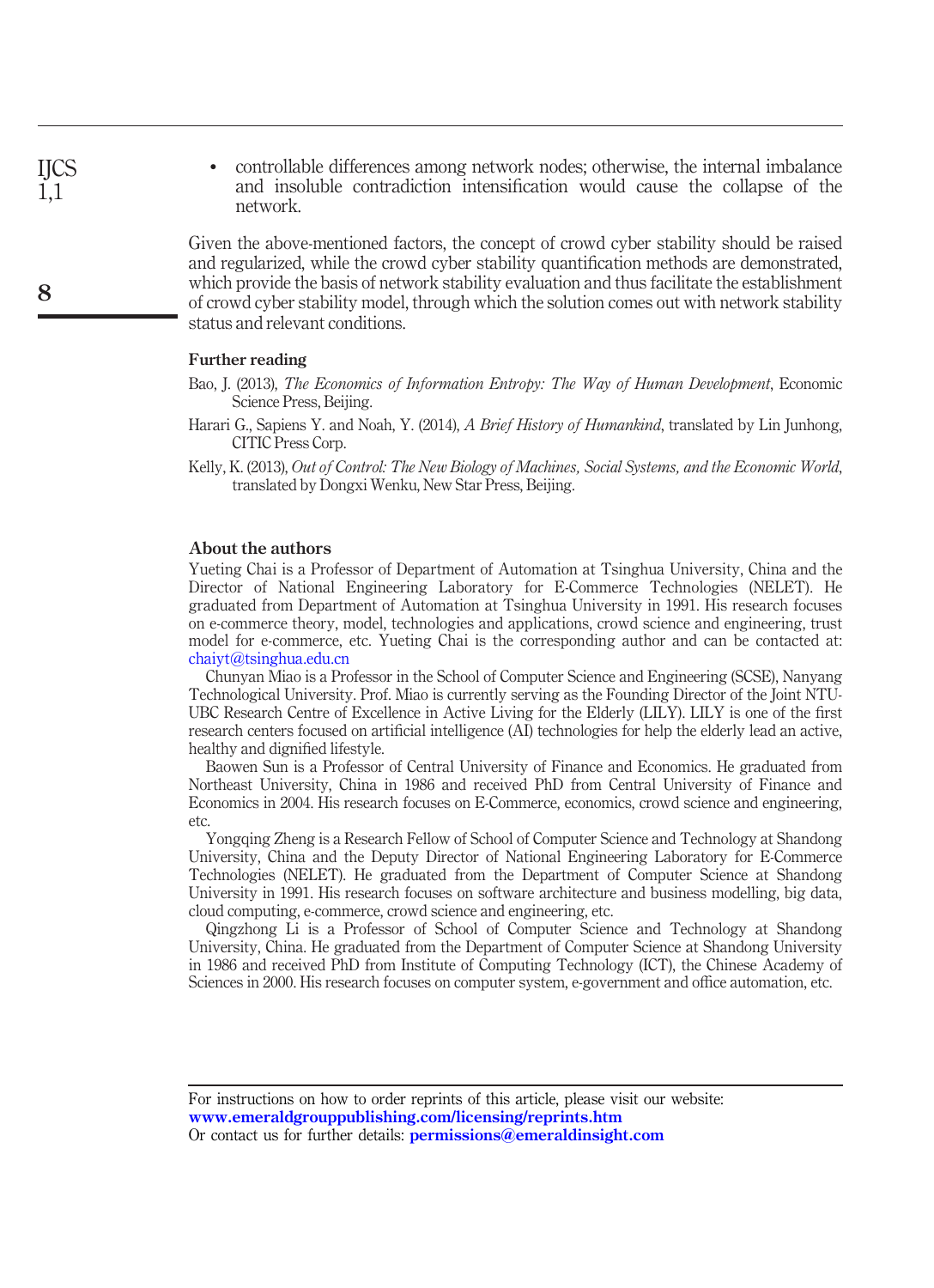- controllable differences among network nodes; otherwise, the internal imbalance and insoluble contradiction intensification would cause the collapse of the network.

Given the above-mentioned factors, the concept of crowd cyber stability should be raised and regularized, while the crowd cyber stability quantification methods are demonstrated, which provide the basis of network stability evaluation and thus facilitate the establishment of crowd cyber stability model, through which the solution comes out with network stability status and relevant conditions.

## Further reading

Bao, J. (2013), *The Economics of Information Entropy: The Way of Human Development*, Economic Science Press, Beijing.

Harari G., Sapiens Y. and Noah, Y. (2014), *A Brief History of Humankind*, translated by Lin Junhong, CITIC Press Corp.

Kelly, K. (2013), *Out of Control: The New Biology of Machines, Social Systems, and the Economic World*, translated by Dongxi Wenku, New Star Press, Beijing.

## About the authors

Yueting Chai is a Professor of Department of Automation at Tsinghua University, China and the Director of National Engineering Laboratory for E-Commerce Technologies (NELET). He graduated from Department of Automation at Tsinghua University in 1991. His research focuses on e-commerce theory, model, technologies and applications, crowd science and engineering, trust model for e-commerce, etc. Yueting Chai is the corresponding author and can be contacted at: chaiyt@tsinghua.edu.cn

Chunyan Miao is a Professor in the School of Computer Science and Engineering (SCSE), Nanyang Technological University. Prof. Miao is currently serving as the Founding Director of the Joint NTU-UBC Research Centre of Excellence in Active Living for the Elderly (LILY). LILY is one of the first research centers focused on artificial intelligence (AI) technologies for help the elderly lead an active, healthy and dignified lifestyle.

Baowen Sun is a Professor of Central University of Finance and Economics. He graduated from Northeast University, China in 1986 and received PhD from Central University of Finance and Economics in 2004. His research focuses on E-Commerce, economics, crowd science and engineering, etc.

Yongqing Zheng is a Research Fellow of School of Computer Science and Technology at Shandong University, China and the Deputy Director of National Engineering Laboratory for E-Commerce Technologies (NELET). He graduated from the Department of Computer Science at Shandong University in 1991. His research focuses on software architecture and business modelling, big data, cloud computing, e-commerce, crowd science and engineering, etc.

Qingzhong Li is a Professor of School of Computer Science and Technology at Shandong University, China. He graduated from the Department of Computer Science at Shandong University in 1986 and received PhD from Institute of Computing Technology (ICT), the Chinese Academy of Sciences in 2000. His research focuses on computer system, e-government and office automation, etc.

For instructions on how to order reprints of this article, please visit our website:
**www.emeraldgrouppublishing.com/licensing/reprints.htm**
Or contact us for further details: **permissions@emeraldinsight.com**